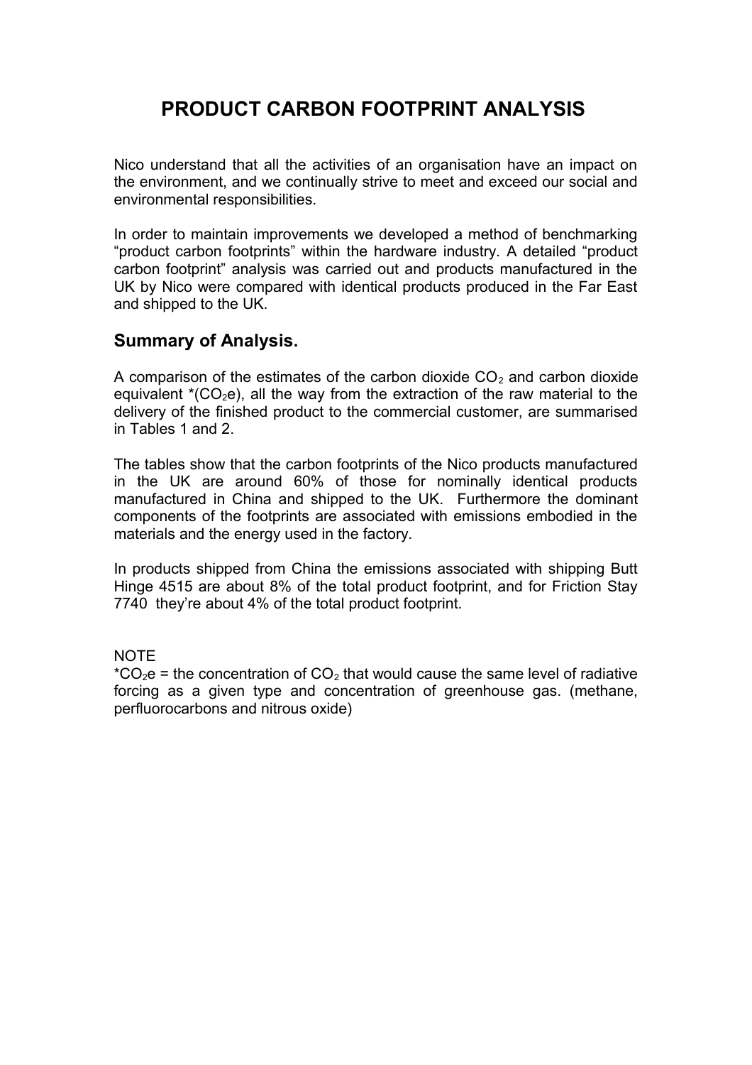# PRODUCT CARBON FOOTPRINT ANALYSIS

Nico understand that all the activities of an organisation have an impact on the environment, and we continually strive to meet and exceed our social and environmental responsibilities.

In order to maintain improvements we developed a method of benchmarking "product carbon footprints" within the hardware industry. A detailed "product carbon footprint" analysis was carried out and products manufactured in the UK by Nico were compared with identical products produced in the Far East and shipped to the UK.

## Summary of Analysis.

A comparison of the estimates of the carbon dioxide $CO_2$ and carbon dioxide equivalent *($CO_2$e), all the way from the extraction of the raw material to the delivery of the finished product to the commercial customer, are summarised in Tables 1 and 2.

The tables show that the carbon footprints of the Nico products manufactured in the UK are around 60% of those for nominally identical products manufactured in China and shipped to the UK. Furthermore the dominant components of the footprints are associated with emissions embodied in the materials and the energy used in the factory.

In products shipped from China the emissions associated with shipping Butt Hinge 4515 are about 8% of the total product footprint, and for Friction Stay 7740 they're about 4% of the total product footprint.

NOTE

*$CO_2$e = the concentration of $CO_2$ that would cause the same level of radiative forcing as a given type and concentration of greenhouse gas. (methane, perfluorocarbons and nitrous oxide)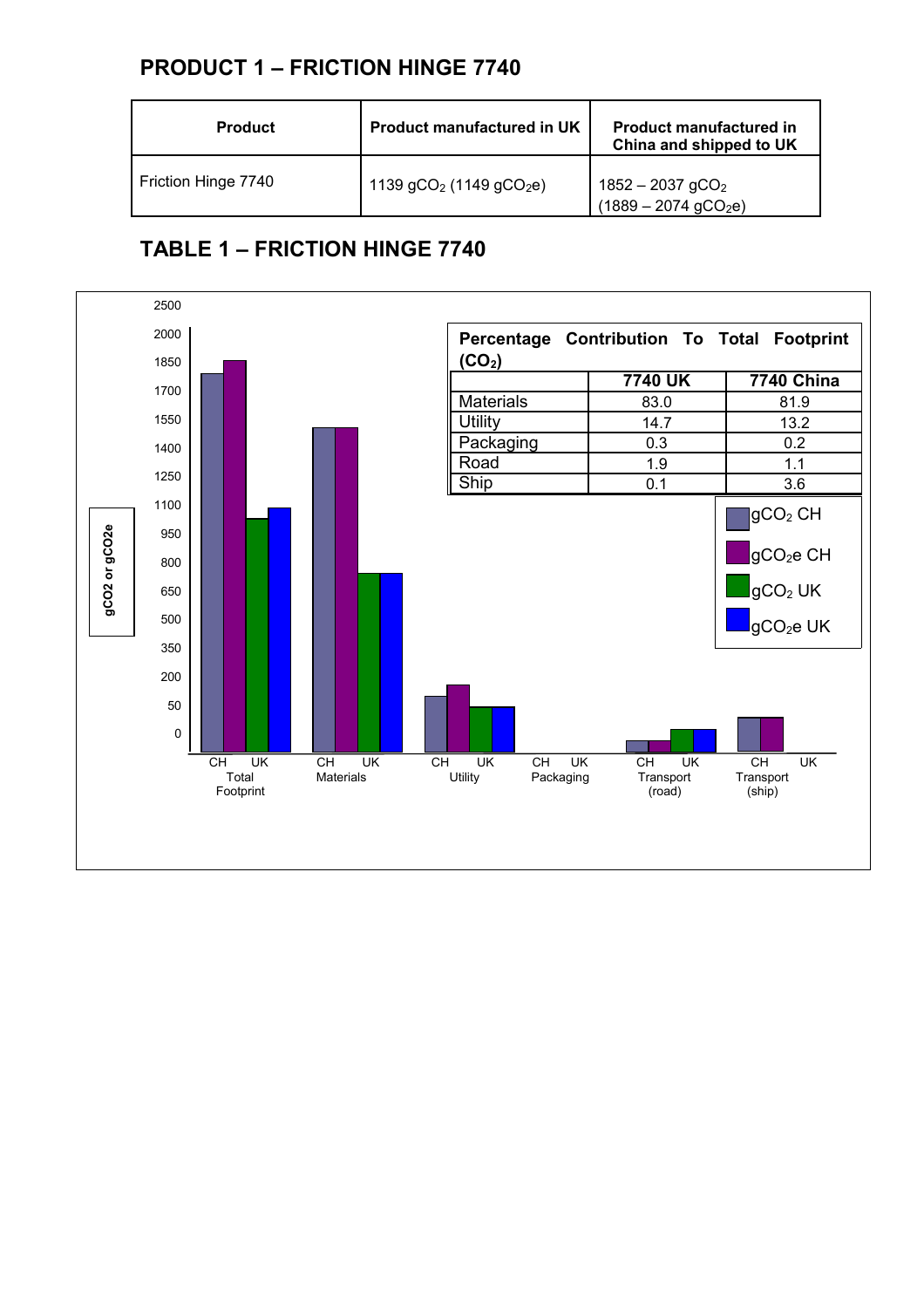## PRODUCT 1 – FRICTION HINGE 7740

| Product | Product manufactured in UK | Product manufactured in China and shipped to UK |
|---|---|---|
| Friction Hinge 7740 | 1139 $gCO_2$ (1149 $gCO_2e$) | 1852 – 2037 $gCO_2$ (1889 – 2074 $gCO_2e$) |

## TABLE 1 – FRICTION HINGE 7740

**Percentage Contribution To Total Footprint ($CO_2$)**

| | 7740 UK | 7740 China |
|---|---|---|
| Materials | 83.0 | 81.9 |
| Utility | 14.7 | 13.2 |
| Packaging | 0.3 | 0.2 |
| Road | 1.9 | 1.1 |
| Ship | 0.1 | 3.6 |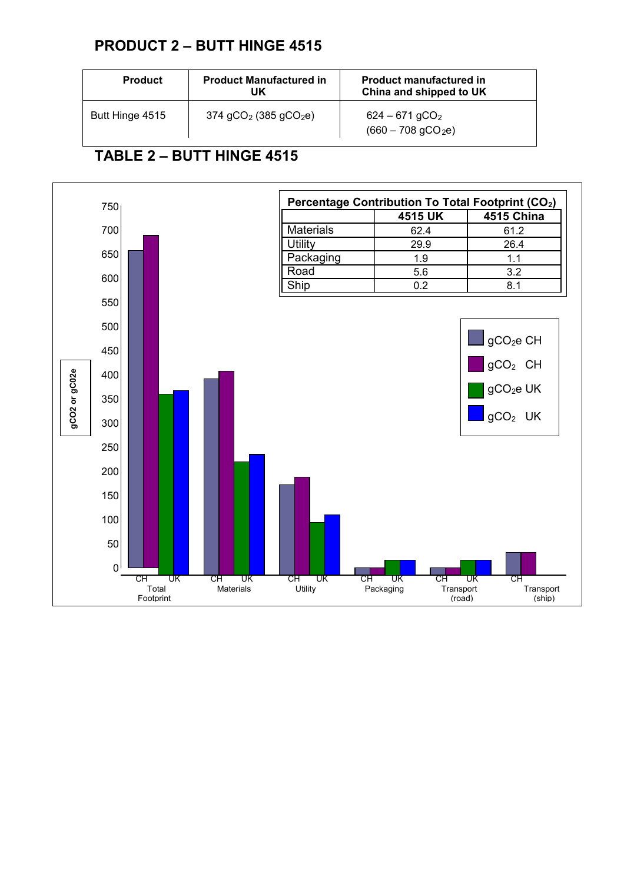## PRODUCT 2 – BUTT HINGE 4515

| Product | Product Manufactured in UK | Product manufactured in China and shipped to UK |
|---|---|---|
| Butt Hinge 4515 | 374 $gCO_2$ (385 $gCO_2e$) | 624 – 671 $gCO_2$ (660 – 708 $gCO_2e$) |

## TABLE 2 – BUTT HINGE 4515

**Percentage Contribution To Total Footprint ($CO_2$)**

| | 4515 UK | 4515 China |
|---|---|---|
| Materials | 62.4 | 61.2 |
| Utility | 29.9 | 26.4 |
| Packaging | 1.9 | 1.1 |
| Road | 5.6 | 3.2 |
| Ship | 0.2 | 8.1 |

gCO2 or gC02e

0
50
100
150
200
250
300
350
400
450
500
550
600
650
700
750

$gCO_2e$ CH
$gCO_2$ CH
$gCO_2e$ UK
$gCO_2$ UK

CH UK
Total Footprint

CH UK
Materials

CH UK
Utility

CH UK
Packaging

CH UK
Transport (road)

CH
Transport (ship)